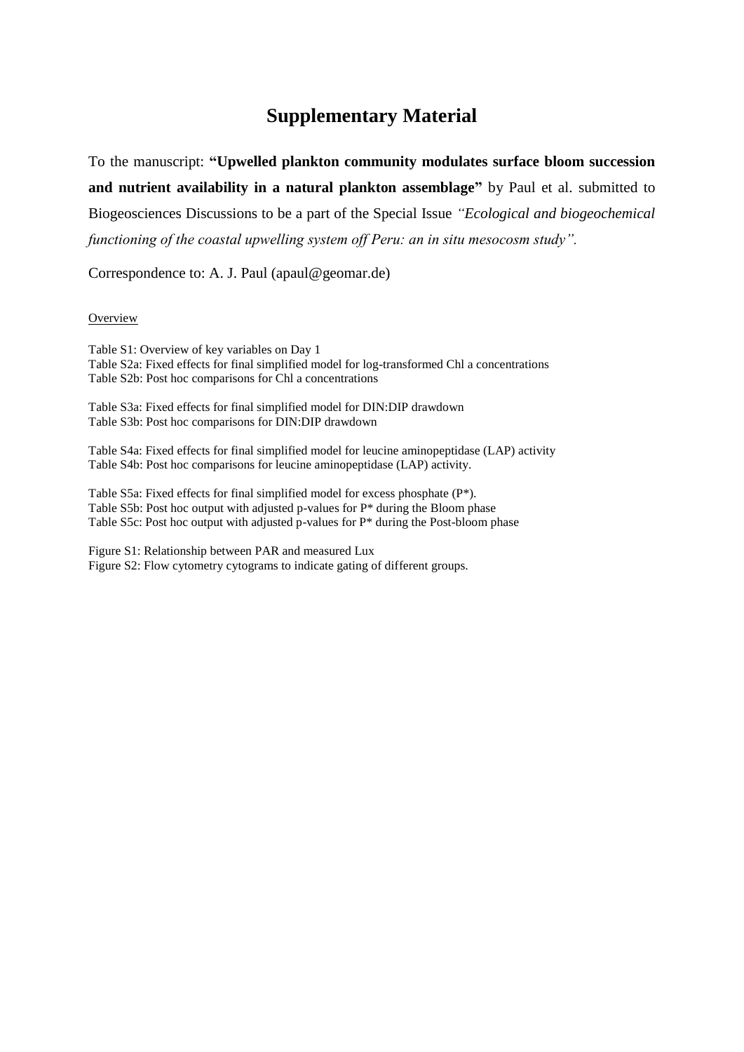# Supplementary Material

To the manuscript: **"Upwelled plankton community modulates surface bloom succession and nutrient availability in a natural plankton assemblage"** by Paul et al. submitted to Biogeosciences Discussions to be a part of the Special Issue *"Ecological and biogeochemical functioning of the coastal upwelling system off Peru: an in situ mesocosm study".*

Correspondence to: A. J. Paul (apaul@geomar.de)

Overview

Table S1: Overview of key variables on Day 1
Table S2a: Fixed effects for final simplified model for log-transformed Chl a concentrations
Table S2b: Post hoc comparisons for Chl a concentrations

Table S3a: Fixed effects for final simplified model for DIN:DIP drawdown
Table S3b: Post hoc comparisons for DIN:DIP drawdown

Table S4a: Fixed effects for final simplified model for leucine aminopeptidase (LAP) activity
Table S4b: Post hoc comparisons for leucine aminopeptidase (LAP) activity.

Table S5a: Fixed effects for final simplified model for excess phosphate (P*).
Table S5b: Post hoc output with adjusted p-values for P* during the Bloom phase
Table S5c: Post hoc output with adjusted p-values for P* during the Post-bloom phase

Figure S1: Relationship between PAR and measured Lux
Figure S2: Flow cytometry cytograms to indicate gating of different groups.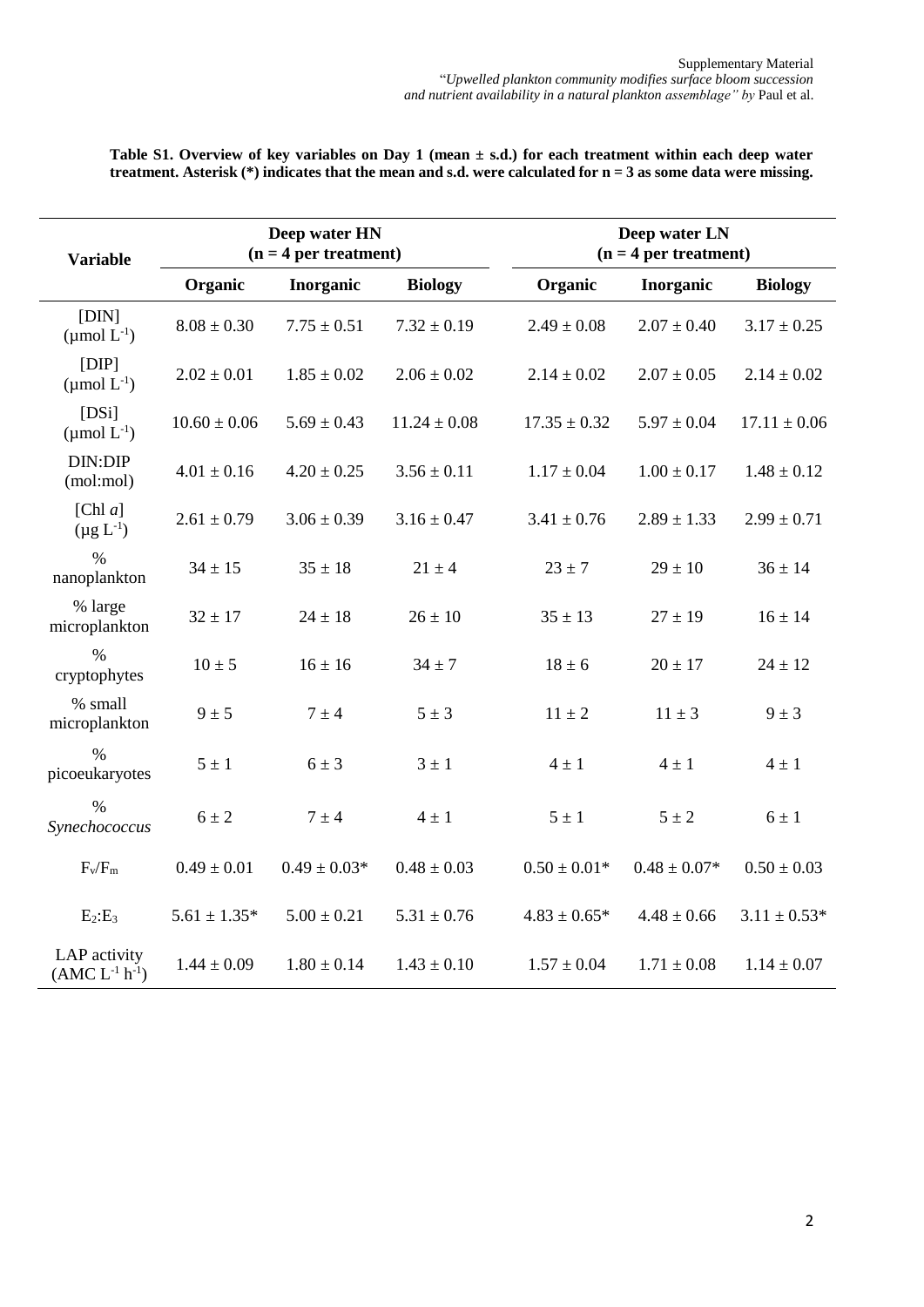**Table S1. Overview of key variables on Day 1 (mean ± s.d.) for each treatment within each deep water treatment. Asterisk (*) indicates that the mean and s.d. were calculated for n = 3 as some data were missing.**

| Variable | Deep water HN (n = 4 per treatment) | | | Deep water LN (n = 4 per treatment) | | |
|---|---|---|---|---|---|---|
| | **Organic** | **Inorganic** | **Biology** | **Organic** | **Inorganic** | **Biology** |
| [DIN] (μmol $L^{-1}$) | 8.08 ± 0.30 | 7.75 ± 0.51 | 7.32 ± 0.19 | 2.49 ± 0.08 | 2.07 ± 0.40 | 3.17 ± 0.25 |
| [DIP] (μmol $L^{-1}$) | 2.02 ± 0.01 | 1.85 ± 0.02 | 2.06 ± 0.02 | 2.14 ± 0.02 | 2.07 ± 0.05 | 2.14 ± 0.02 |
| [DSi] (μmol $L^{-1}$) | 10.60 ± 0.06 | 5.69 ± 0.43 | 11.24 ± 0.08 | 17.35 ± 0.32 | 5.97 ± 0.04 | 17.11 ± 0.06 |
| DIN:DIP (mol:mol) | 4.01 ± 0.16 | 4.20 ± 0.25 | 3.56 ± 0.11 | 1.17 ± 0.04 | 1.00 ± 0.17 | 1.48 ± 0.12 |
| [Chl *a*] (μg $L^{-1}$) | 2.61 ± 0.79 | 3.06 ± 0.39 | 3.16 ± 0.47 | 3.41 ± 0.76 | 2.89 ± 1.33 | 2.99 ± 0.71 |
| % nanoplankton | 34 ± 15 | 35 ± 18 | 21 ± 4 | 23 ± 7 | 29 ± 10 | 36 ± 14 |
| % large microplankton | 32 ± 17 | 24 ± 18 | 26 ± 10 | 35 ± 13 | 27 ± 19 | 16 ± 14 |
| % cryptophytes | 10 ± 5 | 16 ± 16 | 34 ± 7 | 18 ± 6 | 20 ± 17 | 24 ± 12 |
| % small microplankton | 9 ± 5 | 7 ± 4 | 5 ± 3 | 11 ± 2 | 11 ± 3 | 9 ± 3 |
| % picoeukaryotes | 5 ± 1 | 6 ± 3 | 3 ± 1 | 4 ± 1 | 4 ± 1 | 4 ± 1 |
| % *Synechococcus* | 6 ± 2 | 7 ± 4 | 4 ± 1 | 5 ± 1 | 5 ± 2 | 6 ± 1 |
| $F_v/F_m$ | 0.49 ± 0.01 | 0.49 ± 0.03* | 0.48 ± 0.03 | 0.50 ± 0.01* | 0.48 ± 0.07* | 0.50 ± 0.03 |
| $E_2$:$E_3$ | 5.61 ± 1.35* | 5.00 ± 0.21 | 5.31 ± 0.76 | 4.83 ± 0.65* | 4.48 ± 0.66 | 3.11 ± 0.53* |
| LAP activity (AMC $L^{-1}$ $h^{-1}$) | 1.44 ± 0.09 | 1.80 ± 0.14 | 1.43 ± 0.10 | 1.57 ± 0.04 | 1.71 ± 0.08 | 1.14 ± 0.07 |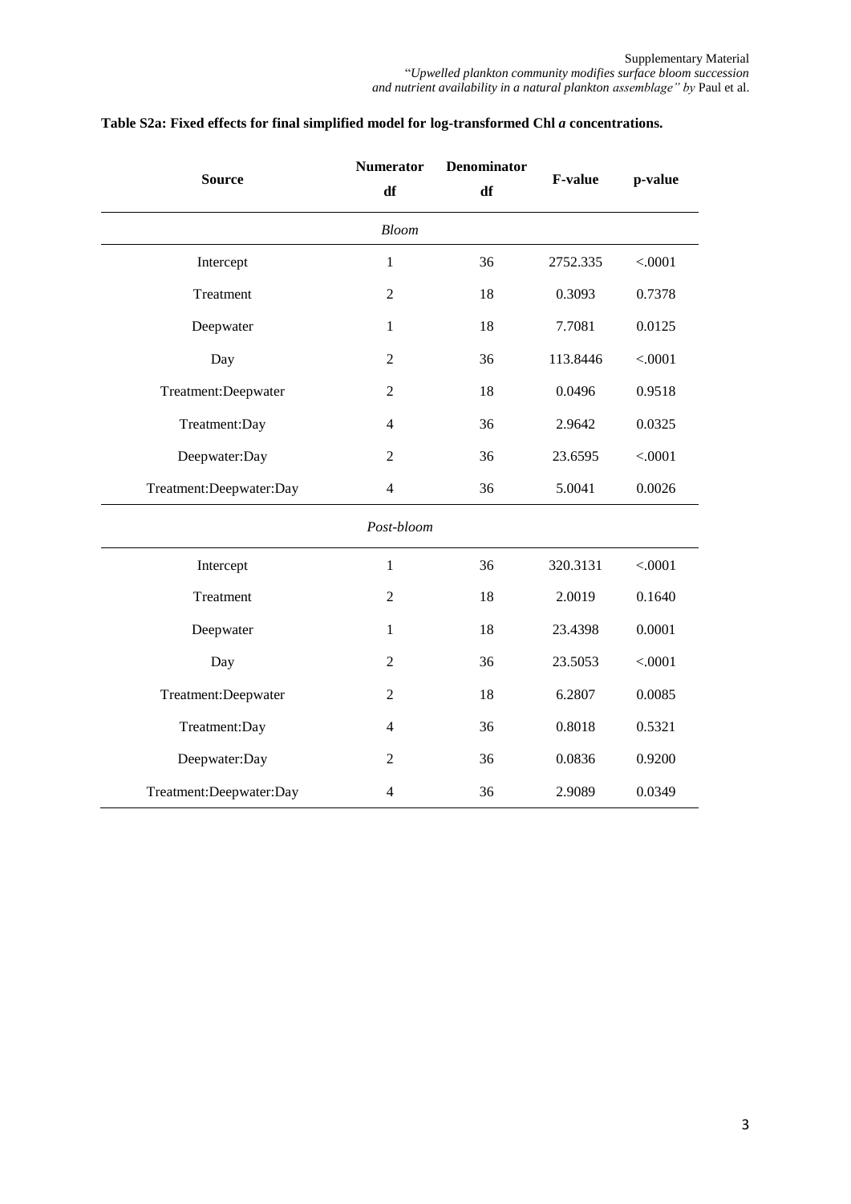**Table S2a: Fixed effects for final simplified model for log-transformed Chl *a* concentrations.**

| Source | Numerator df | Denominator df | F-value | p-value |
|---|---|---|---|---|
| *Bloom* | | | | |
| Intercept | 1 | 36 | 2752.335 | <.0001 |
| Treatment | 2 | 18 | 0.3093 | 0.7378 |
| Deepwater | 1 | 18 | 7.7081 | 0.0125 |
| Day | 2 | 36 | 113.8446 | <.0001 |
| Treatment:Deepwater | 2 | 18 | 0.0496 | 0.9518 |
| Treatment:Day | 4 | 36 | 2.9642 | 0.0325 |
| Deepwater:Day | 2 | 36 | 23.6595 | <.0001 |
| Treatment:Deepwater:Day | 4 | 36 | 5.0041 | 0.0026 |
| *Post-bloom* | | | | |
| Intercept | 1 | 36 | 320.3131 | <.0001 |
| Treatment | 2 | 18 | 2.0019 | 0.1640 |
| Deepwater | 1 | 18 | 23.4398 | 0.0001 |
| Day | 2 | 36 | 23.5053 | <.0001 |
| Treatment:Deepwater | 2 | 18 | 6.2807 | 0.0085 |
| Treatment:Day | 4 | 36 | 0.8018 | 0.5321 |
| Deepwater:Day | 2 | 36 | 0.0836 | 0.9200 |
| Treatment:Deepwater:Day | 4 | 36 | 2.9089 | 0.0349 |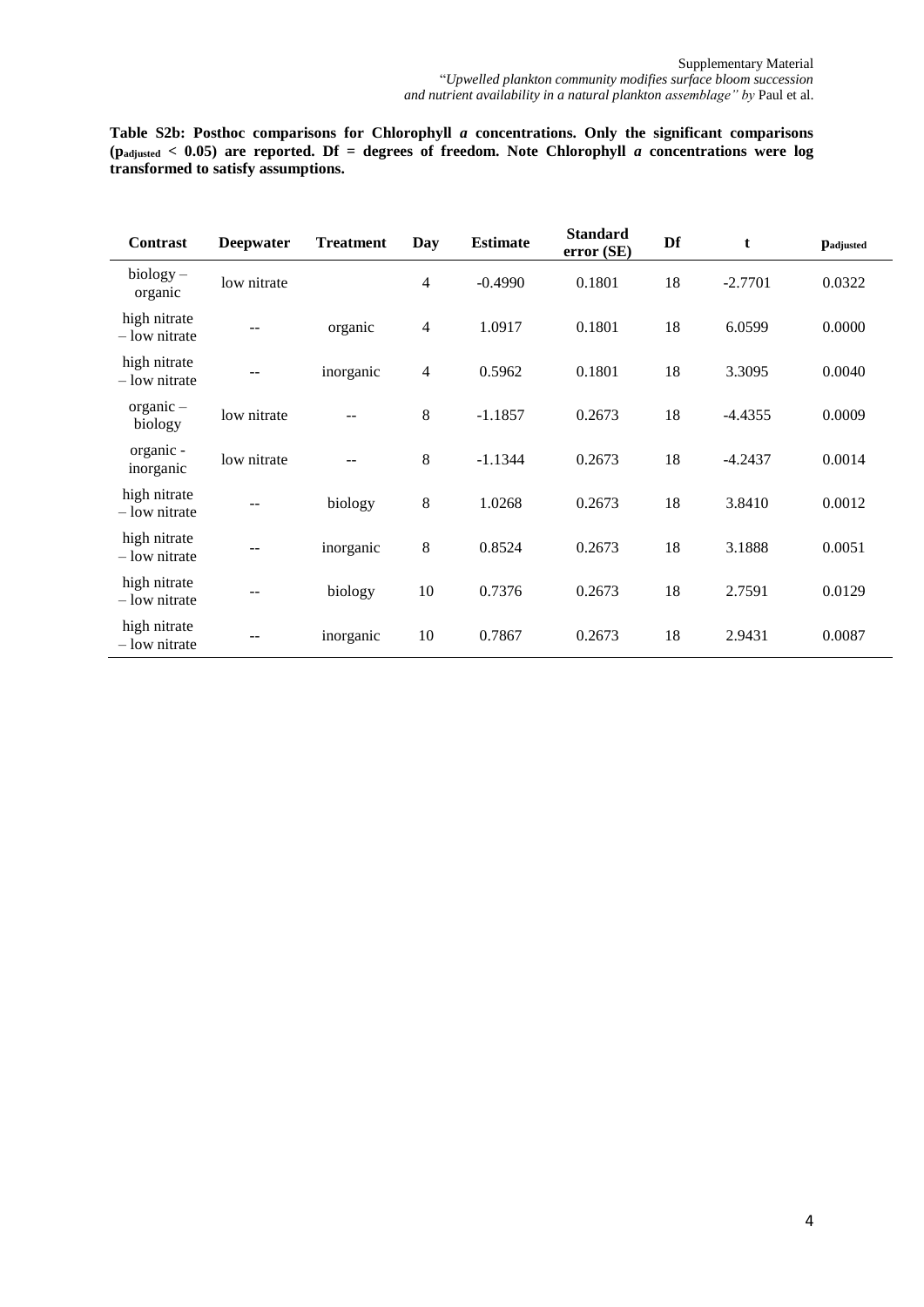**Table S2b: Posthoc comparisons for Chlorophyll *a* concentrations. Only the significant comparisons ($p_{adjusted} < 0.05$) are reported. Df = degrees of freedom. Note Chlorophyll *a* concentrations were log transformed to satisfy assumptions.**

| Contrast | Deepwater | Treatment | Day | Estimate | Standard error (SE) | Df | t | $p_{adjusted}$ |
|---|---|---|---|---|---|---|---|---|
| biology – organic | low nitrate | | 4 | -0.4990 | 0.1801 | 18 | -2.7701 | 0.0322 |
| high nitrate – low nitrate | -- | organic | 4 | 1.0917 | 0.1801 | 18 | 6.0599 | 0.0000 |
| high nitrate – low nitrate | -- | inorganic | 4 | 0.5962 | 0.1801 | 18 | 3.3095 | 0.0040 |
| organic – biology | low nitrate | -- | 8 | -1.1857 | 0.2673 | 18 | -4.4355 | 0.0009 |
| organic - inorganic | low nitrate | -- | 8 | -1.1344 | 0.2673 | 18 | -4.2437 | 0.0014 |
| high nitrate – low nitrate | -- | biology | 8 | 1.0268 | 0.2673 | 18 | 3.8410 | 0.0012 |
| high nitrate – low nitrate | -- | inorganic | 8 | 0.8524 | 0.2673 | 18 | 3.1888 | 0.0051 |
| high nitrate – low nitrate | -- | biology | 10 | 0.7376 | 0.2673 | 18 | 2.7591 | 0.0129 |
| high nitrate – low nitrate | -- | inorganic | 10 | 0.7867 | 0.2673 | 18 | 2.9431 | 0.0087 |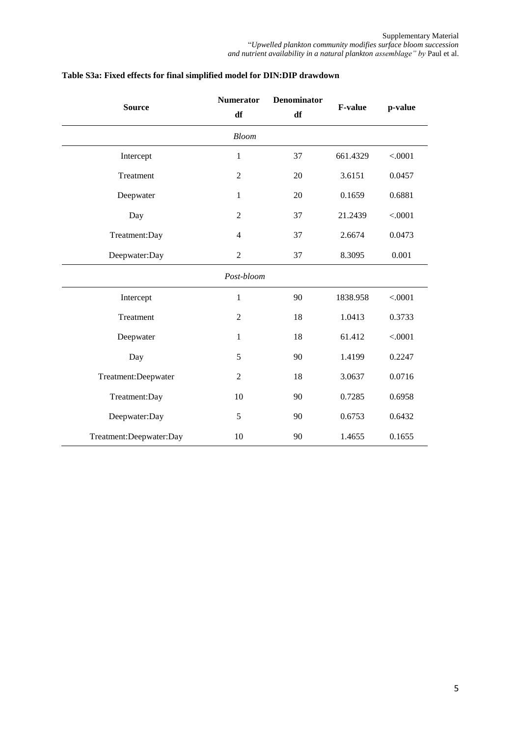**Table S3a: Fixed effects for final simplified model for DIN:DIP drawdown**

| Source | Numerator df | Denominator df | F-value | p-value |
|---|---|---|---|---|
| *Bloom* | | | | |
| Intercept | 1 | 37 | 661.4329 | <.0001 |
| Treatment | 2 | 20 | 3.6151 | 0.0457 |
| Deepwater | 1 | 20 | 0.1659 | 0.6881 |
| Day | 2 | 37 | 21.2439 | <.0001 |
| Treatment:Day | 4 | 37 | 2.6674 | 0.0473 |
| Deepwater:Day | 2 | 37 | 8.3095 | 0.001 |
| *Post-bloom* | | | | |
| Intercept | 1 | 90 | 1838.958 | <.0001 |
| Treatment | 2 | 18 | 1.0413 | 0.3733 |
| Deepwater | 1 | 18 | 61.412 | <.0001 |
| Day | 5 | 90 | 1.4199 | 0.2247 |
| Treatment:Deepwater | 2 | 18 | 3.0637 | 0.0716 |
| Treatment:Day | 10 | 90 | 0.7285 | 0.6958 |
| Deepwater:Day | 5 | 90 | 0.6753 | 0.6432 |
| Treatment:Deepwater:Day | 10 | 90 | 1.4655 | 0.1655 |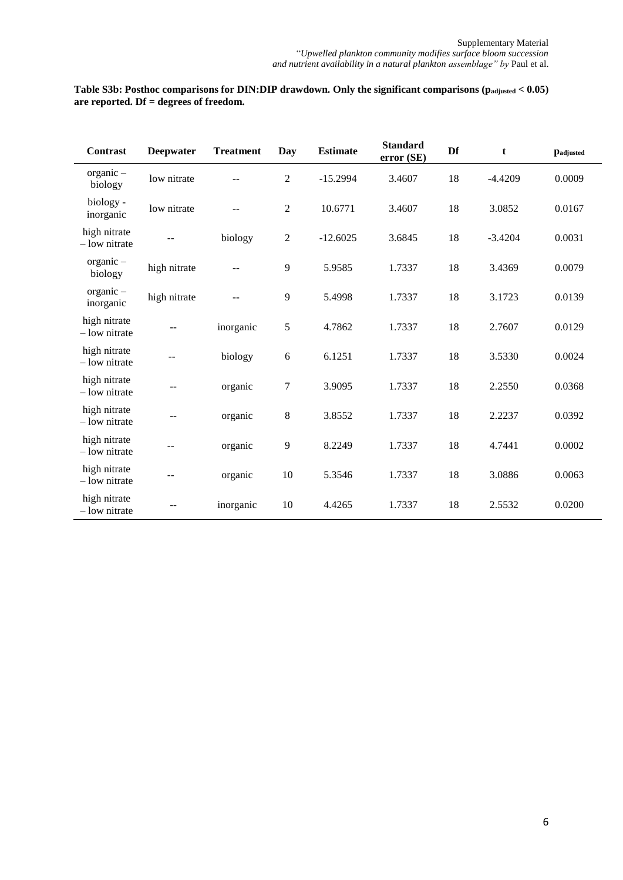**Table S3b: Posthoc comparisons for DIN:DIP drawdown. Only the significant comparisons ($p_{adjusted} < 0.05$) are reported. Df = degrees of freedom.**

| Contrast | Deepwater | Treatment | Day | Estimate | Standard error (SE) | Df | t | $p_{adjusted}$ |
|---|---|---|---|---|---|---|---|---|
| organic – biology | low nitrate | -- | 2 | -15.2994 | 3.4607 | 18 | -4.4209 | 0.0009 |
| biology - inorganic | low nitrate | -- | 2 | 10.6771 | 3.4607 | 18 | 3.0852 | 0.0167 |
| high nitrate – low nitrate | -- | biology | 2 | -12.6025 | 3.6845 | 18 | -3.4204 | 0.0031 |
| organic – biology | high nitrate | -- | 9 | 5.9585 | 1.7337 | 18 | 3.4369 | 0.0079 |
| organic – inorganic | high nitrate | -- | 9 | 5.4998 | 1.7337 | 18 | 3.1723 | 0.0139 |
| high nitrate – low nitrate | -- | inorganic | 5 | 4.7862 | 1.7337 | 18 | 2.7607 | 0.0129 |
| high nitrate – low nitrate | -- | biology | 6 | 6.1251 | 1.7337 | 18 | 3.5330 | 0.0024 |
| high nitrate – low nitrate | -- | organic | 7 | 3.9095 | 1.7337 | 18 | 2.2550 | 0.0368 |
| high nitrate – low nitrate | -- | organic | 8 | 3.8552 | 1.7337 | 18 | 2.2237 | 0.0392 |
| high nitrate – low nitrate | -- | organic | 9 | 8.2249 | 1.7337 | 18 | 4.7441 | 0.0002 |
| high nitrate – low nitrate | -- | organic | 10 | 5.3546 | 1.7337 | 18 | 3.0886 | 0.0063 |
| high nitrate – low nitrate | -- | inorganic | 10 | 4.4265 | 1.7337 | 18 | 2.5532 | 0.0200 |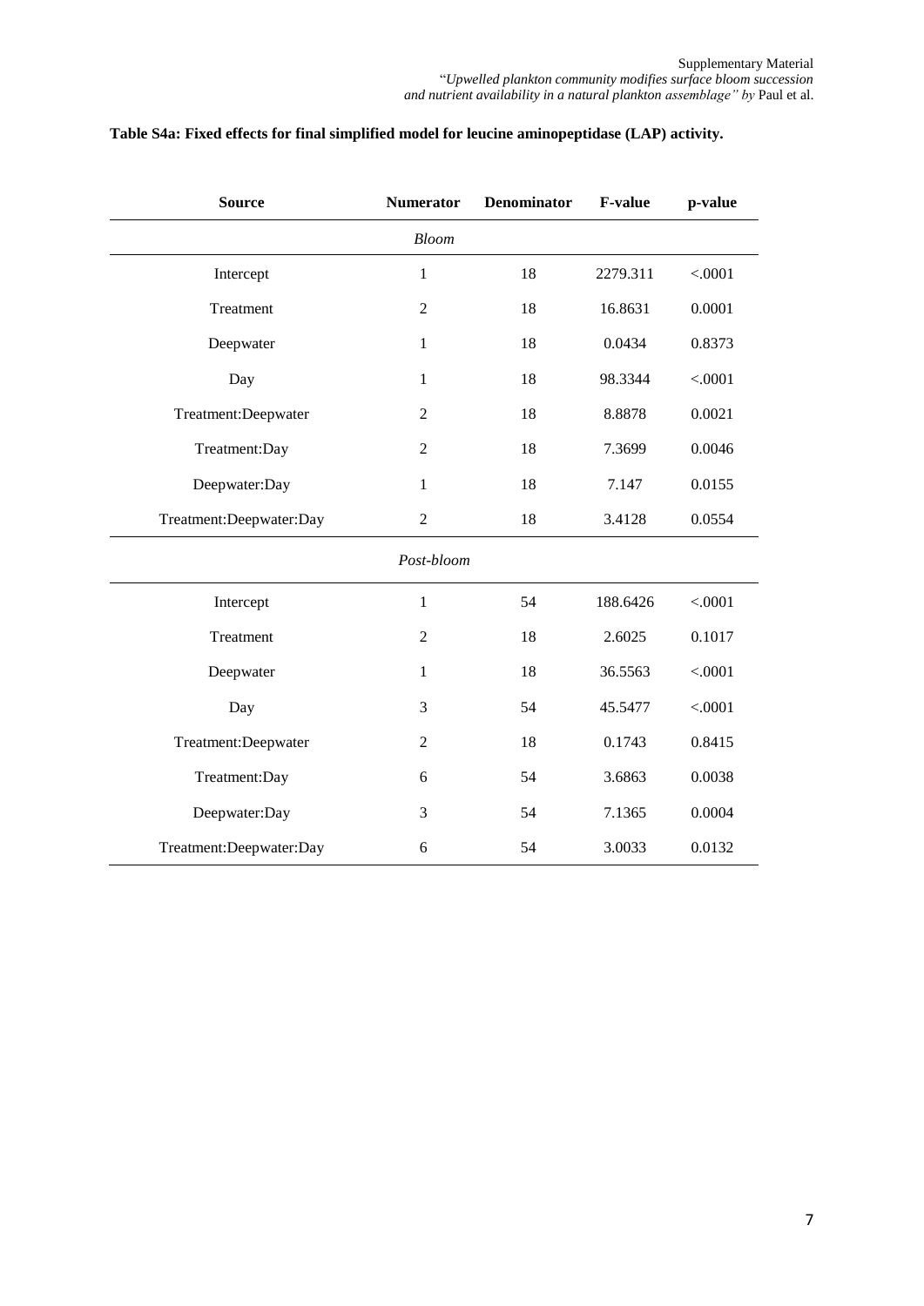**Table S4a: Fixed effects for final simplified model for leucine aminopeptidase (LAP) activity.**

| Source | Numerator | Denominator | F-value | p-value |
|---|---|---|---|---|
| | | *Bloom* | | |
| Intercept | 1 | 18 | 2279.311 | <.0001 |
| Treatment | 2 | 18 | 16.8631 | 0.0001 |
| Deepwater | 1 | 18 | 0.0434 | 0.8373 |
| Day | 1 | 18 | 98.3344 | <.0001 |
| Treatment:Deepwater | 2 | 18 | 8.8878 | 0.0021 |
| Treatment:Day | 2 | 18 | 7.3699 | 0.0046 |
| Deepwater:Day | 1 | 18 | 7.147 | 0.0155 |
| Treatment:Deepwater:Day | 2 | 18 | 3.4128 | 0.0554 |
| | | *Post-bloom* | | |
| Intercept | 1 | 54 | 188.6426 | <.0001 |
| Treatment | 2 | 18 | 2.6025 | 0.1017 |
| Deepwater | 1 | 18 | 36.5563 | <.0001 |
| Day | 3 | 54 | 45.5477 | <.0001 |
| Treatment:Deepwater | 2 | 18 | 0.1743 | 0.8415 |
| Treatment:Day | 6 | 54 | 3.6863 | 0.0038 |
| Deepwater:Day | 3 | 54 | 7.1365 | 0.0004 |
| Treatment:Deepwater:Day | 6 | 54 | 3.0033 | 0.0132 |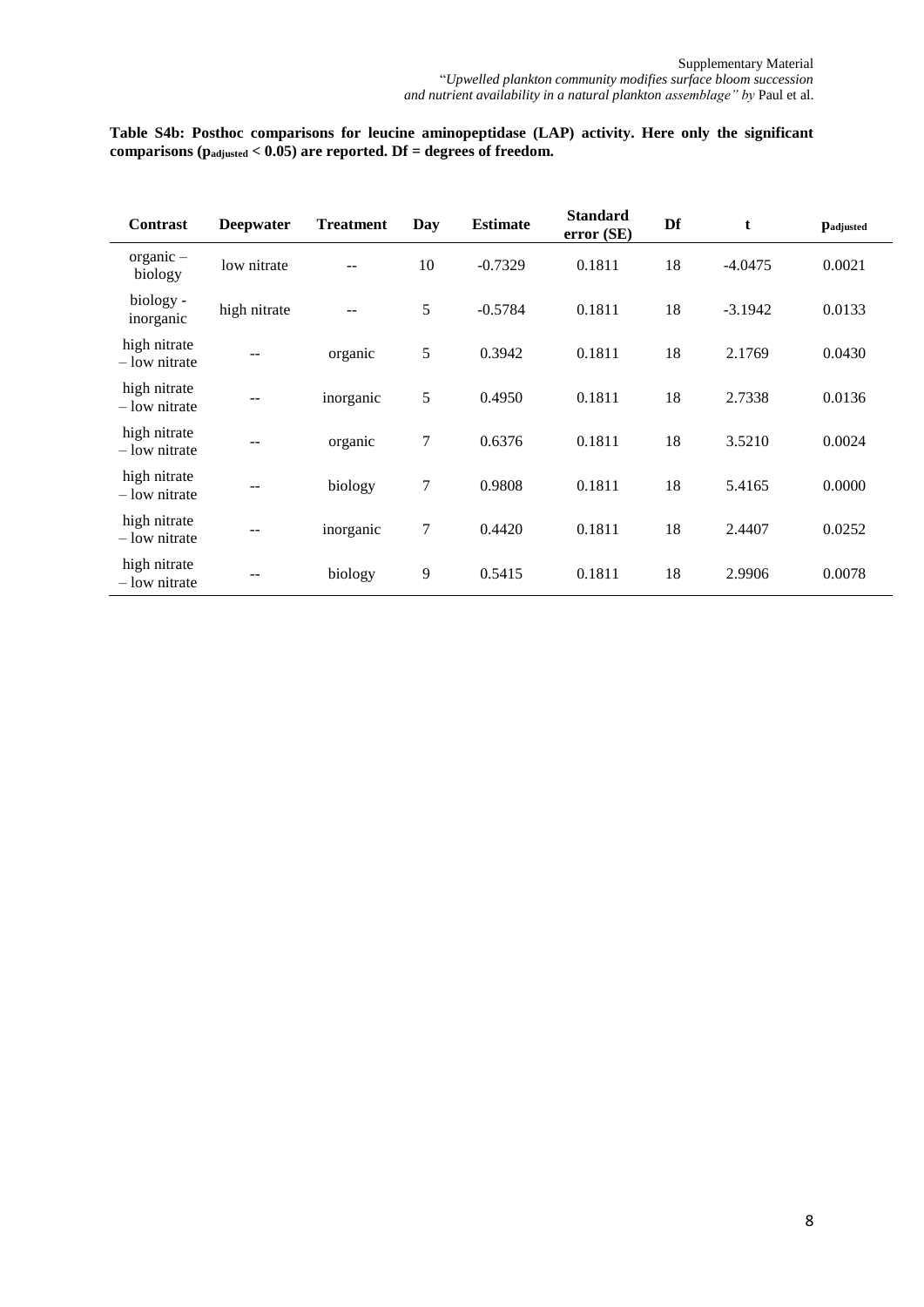**Table S4b: Posthoc comparisons for leucine aminopeptidase (LAP) activity. Here only the significant comparisons ($p_{adjusted} < 0.05$) are reported. Df = degrees of freedom.**

| Contrast | Deepwater | Treatment | Day | Estimate | Standard error (SE) | Df | t | $p_{adjusted}$ |
|---|---|---|---|---|---|---|---|---|
| organic – biology | low nitrate | -- | 10 | -0.7329 | 0.1811 | 18 | -4.0475 | 0.0021 |
| biology - inorganic | high nitrate | -- | 5 | -0.5784 | 0.1811 | 18 | -3.1942 | 0.0133 |
| high nitrate – low nitrate | -- | organic | 5 | 0.3942 | 0.1811 | 18 | 2.1769 | 0.0430 |
| high nitrate – low nitrate | -- | inorganic | 5 | 0.4950 | 0.1811 | 18 | 2.7338 | 0.0136 |
| high nitrate – low nitrate | -- | organic | 7 | 0.6376 | 0.1811 | 18 | 3.5210 | 0.0024 |
| high nitrate – low nitrate | -- | biology | 7 | 0.9808 | 0.1811 | 18 | 5.4165 | 0.0000 |
| high nitrate – low nitrate | -- | inorganic | 7 | 0.4420 | 0.1811 | 18 | 2.4407 | 0.0252 |
| high nitrate – low nitrate | -- | biology | 9 | 0.5415 | 0.1811 | 18 | 2.9906 | 0.0078 |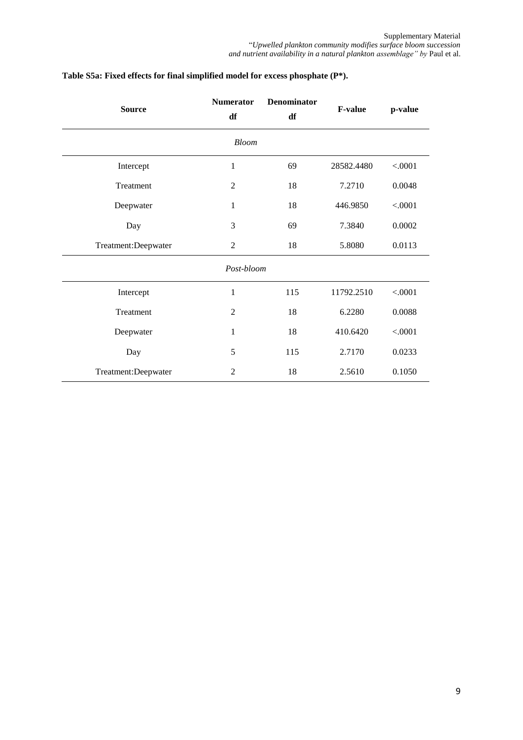**Table S5a: Fixed effects for final simplified model for excess phosphate (P\*).**

| Source | Numerator df | Denominator df | F-value | p-value |
|---|---|---|---|---|
| | | *Bloom* | | |
| Intercept | 1 | 69 | 28582.4480 | <.0001 |
| Treatment | 2 | 18 | 7.2710 | 0.0048 |
| Deepwater | 1 | 18 | 446.9850 | <.0001 |
| Day | 3 | 69 | 7.3840 | 0.0002 |
| Treatment:Deepwater | 2 | 18 | 5.8080 | 0.0113 |
| | | *Post-bloom* | | |
| Intercept | 1 | 115 | 11792.2510 | <.0001 |
| Treatment | 2 | 18 | 6.2280 | 0.0088 |
| Deepwater | 1 | 18 | 410.6420 | <.0001 |
| Day | 5 | 115 | 2.7170 | 0.0233 |
| Treatment:Deepwater | 2 | 18 | 2.5610 | 0.1050 |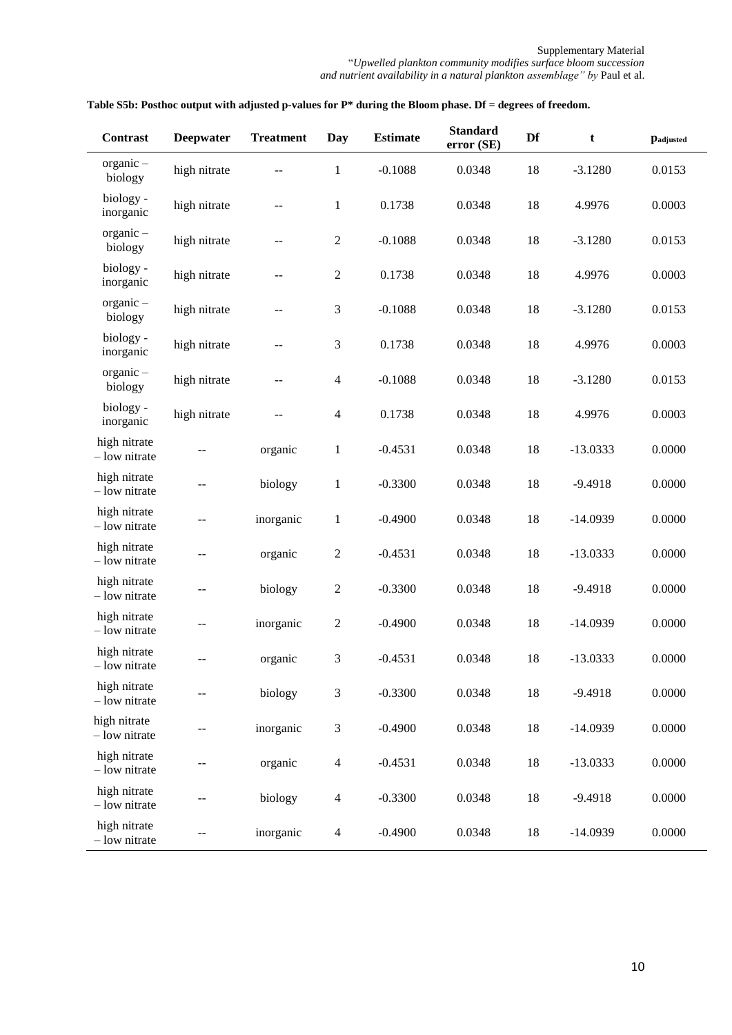**Table S5b: Posthoc output with adjusted p-values for P* during the Bloom phase. Df = degrees of freedom.**

| Contrast | Deepwater | Treatment | Day | Estimate | Standard error (SE) | Df | t | $p_{adjusted}$ |
|---|---|---|---|---|---|---|---|---|
| organic – biology | high nitrate | -- | 1 | -0.1088 | 0.0348 | 18 | -3.1280 | 0.0153 |
| biology - inorganic | high nitrate | -- | 1 | 0.1738 | 0.0348 | 18 | 4.9976 | 0.0003 |
| organic – biology | high nitrate | -- | 2 | -0.1088 | 0.0348 | 18 | -3.1280 | 0.0153 |
| biology - inorganic | high nitrate | -- | 2 | 0.1738 | 0.0348 | 18 | 4.9976 | 0.0003 |
| organic – biology | high nitrate | -- | 3 | -0.1088 | 0.0348 | 18 | -3.1280 | 0.0153 |
| biology - inorganic | high nitrate | -- | 3 | 0.1738 | 0.0348 | 18 | 4.9976 | 0.0003 |
| organic – biology | high nitrate | -- | 4 | -0.1088 | 0.0348 | 18 | -3.1280 | 0.0153 |
| biology - inorganic | high nitrate | -- | 4 | 0.1738 | 0.0348 | 18 | 4.9976 | 0.0003 |
| high nitrate – low nitrate | -- | organic | 1 | -0.4531 | 0.0348 | 18 | -13.0333 | 0.0000 |
| high nitrate – low nitrate | -- | biology | 1 | -0.3300 | 0.0348 | 18 | -9.4918 | 0.0000 |
| high nitrate – low nitrate | -- | inorganic | 1 | -0.4900 | 0.0348 | 18 | -14.0939 | 0.0000 |
| high nitrate – low nitrate | -- | organic | 2 | -0.4531 | 0.0348 | 18 | -13.0333 | 0.0000 |
| high nitrate – low nitrate | -- | biology | 2 | -0.3300 | 0.0348 | 18 | -9.4918 | 0.0000 |
| high nitrate – low nitrate | -- | inorganic | 2 | -0.4900 | 0.0348 | 18 | -14.0939 | 0.0000 |
| high nitrate – low nitrate | -- | organic | 3 | -0.4531 | 0.0348 | 18 | -13.0333 | 0.0000 |
| high nitrate – low nitrate | -- | biology | 3 | -0.3300 | 0.0348 | 18 | -9.4918 | 0.0000 |
| high nitrate – low nitrate | -- | inorganic | 3 | -0.4900 | 0.0348 | 18 | -14.0939 | 0.0000 |
| high nitrate – low nitrate | -- | organic | 4 | -0.4531 | 0.0348 | 18 | -13.0333 | 0.0000 |
| high nitrate – low nitrate | -- | biology | 4 | -0.3300 | 0.0348 | 18 | -9.4918 | 0.0000 |
| high nitrate – low nitrate | -- | inorganic | 4 | -0.4900 | 0.0348 | 18 | -14.0939 | 0.0000 |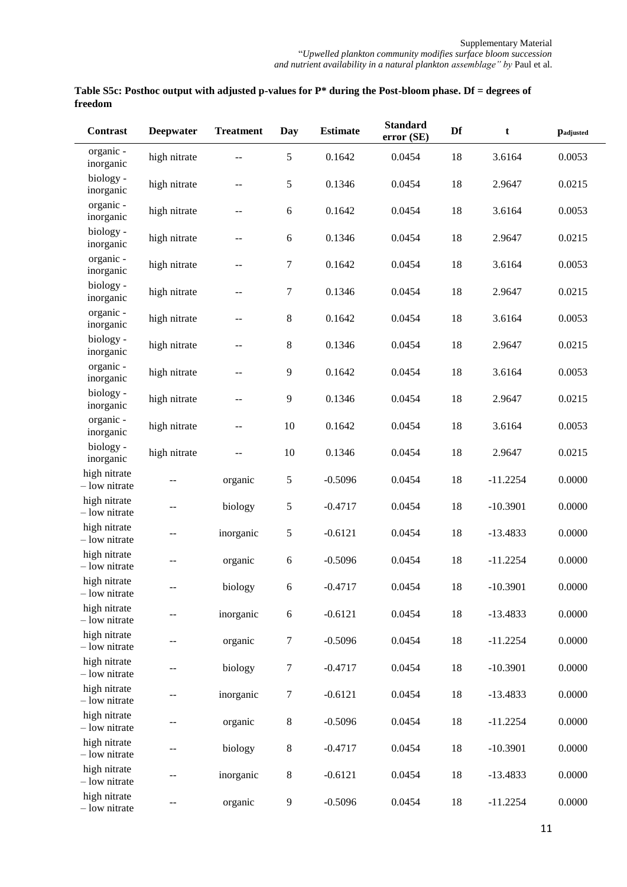**Table S5c: Posthoc output with adjusted p-values for P* during the Post-bloom phase. Df = degrees of freedom**

| Contrast | Deepwater | Treatment | Day | Estimate | Standard error (SE) | Df | t | $p_{adjusted}$ |
|---|---|---|---|---|---|---|---|---|
| organic - inorganic | high nitrate | -- | 5 | 0.1642 | 0.0454 | 18 | 3.6164 | 0.0053 |
| biology - inorganic | high nitrate | -- | 5 | 0.1346 | 0.0454 | 18 | 2.9647 | 0.0215 |
| organic - inorganic | high nitrate | -- | 6 | 0.1642 | 0.0454 | 18 | 3.6164 | 0.0053 |
| biology - inorganic | high nitrate | -- | 6 | 0.1346 | 0.0454 | 18 | 2.9647 | 0.0215 |
| organic - inorganic | high nitrate | -- | 7 | 0.1642 | 0.0454 | 18 | 3.6164 | 0.0053 |
| biology - inorganic | high nitrate | -- | 7 | 0.1346 | 0.0454 | 18 | 2.9647 | 0.0215 |
| organic - inorganic | high nitrate | -- | 8 | 0.1642 | 0.0454 | 18 | 3.6164 | 0.0053 |
| biology - inorganic | high nitrate | -- | 8 | 0.1346 | 0.0454 | 18 | 2.9647 | 0.0215 |
| organic - inorganic | high nitrate | -- | 9 | 0.1642 | 0.0454 | 18 | 3.6164 | 0.0053 |
| biology - inorganic | high nitrate | -- | 9 | 0.1346 | 0.0454 | 18 | 2.9647 | 0.0215 |
| organic - inorganic | high nitrate | -- | 10 | 0.1642 | 0.0454 | 18 | 3.6164 | 0.0053 |
| biology - inorganic | high nitrate | -- | 10 | 0.1346 | 0.0454 | 18 | 2.9647 | 0.0215 |
| high nitrate – low nitrate | -- | organic | 5 | -0.5096 | 0.0454 | 18 | -11.2254 | 0.0000 |
| high nitrate – low nitrate | -- | biology | 5 | -0.4717 | 0.0454 | 18 | -10.3901 | 0.0000 |
| high nitrate – low nitrate | -- | inorganic | 5 | -0.6121 | 0.0454 | 18 | -13.4833 | 0.0000 |
| high nitrate – low nitrate | -- | organic | 6 | -0.5096 | 0.0454 | 18 | -11.2254 | 0.0000 |
| high nitrate – low nitrate | -- | biology | 6 | -0.4717 | 0.0454 | 18 | -10.3901 | 0.0000 |
| high nitrate – low nitrate | -- | inorganic | 6 | -0.6121 | 0.0454 | 18 | -13.4833 | 0.0000 |
| high nitrate – low nitrate | -- | organic | 7 | -0.5096 | 0.0454 | 18 | -11.2254 | 0.0000 |
| high nitrate – low nitrate | -- | biology | 7 | -0.4717 | 0.0454 | 18 | -10.3901 | 0.0000 |
| high nitrate – low nitrate | -- | inorganic | 7 | -0.6121 | 0.0454 | 18 | -13.4833 | 0.0000 |
| high nitrate – low nitrate | -- | organic | 8 | -0.5096 | 0.0454 | 18 | -11.2254 | 0.0000 |
| high nitrate – low nitrate | -- | biology | 8 | -0.4717 | 0.0454 | 18 | -10.3901 | 0.0000 |
| high nitrate – low nitrate | -- | inorganic | 8 | -0.6121 | 0.0454 | 18 | -13.4833 | 0.0000 |
| high nitrate – low nitrate | -- | organic | 9 | -0.5096 | 0.0454 | 18 | -11.2254 | 0.0000 |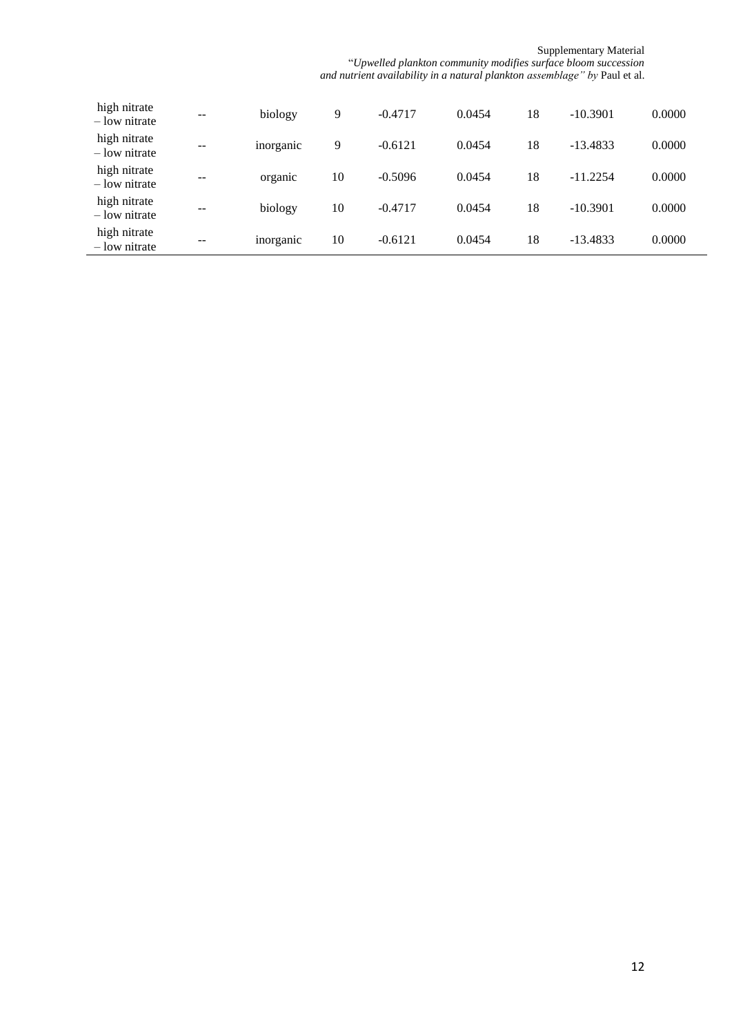| | | | | | | | | |
|---|---|---|---|---|---|---|---|---|
| high nitrate – low nitrate | -- | biology | 9 | -0.4717 | 0.0454 | 18 | -10.3901 | 0.0000 |
| high nitrate – low nitrate | -- | inorganic | 9 | -0.6121 | 0.0454 | 18 | -13.4833 | 0.0000 |
| high nitrate – low nitrate | -- | organic | 10 | -0.5096 | 0.0454 | 18 | -11.2254 | 0.0000 |
| high nitrate – low nitrate | -- | biology | 10 | -0.4717 | 0.0454 | 18 | -10.3901 | 0.0000 |
| high nitrate – low nitrate | -- | inorganic | 10 | -0.6121 | 0.0454 | 18 | -13.4833 | 0.0000 |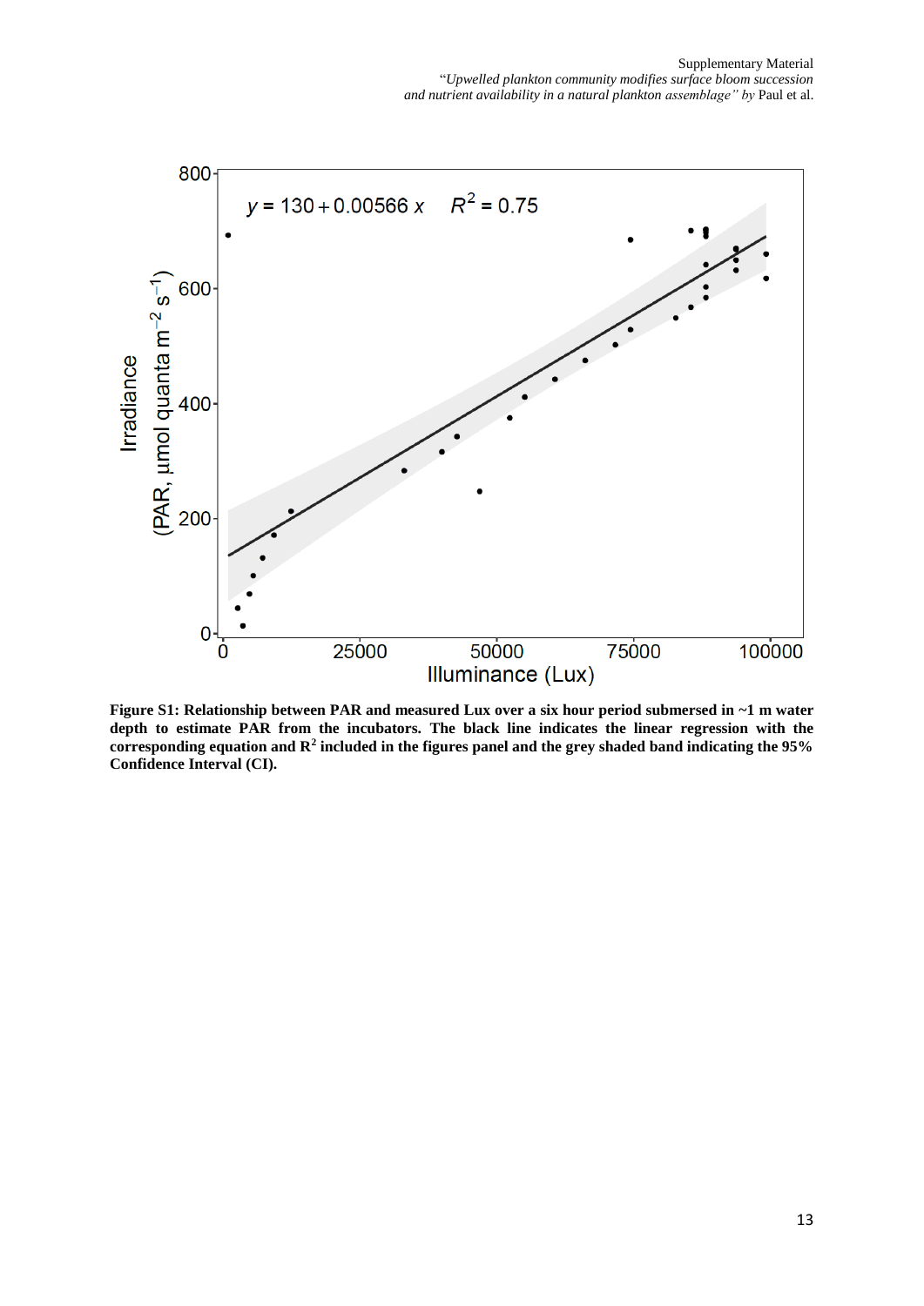**Figure S1: Relationship between PAR and measured Lux over a six hour period submersed in ~1 m water depth to estimate PAR from the incubators. The black line indicates the linear regression with the corresponding equation and $R^2$ included in the figures panel and the grey shaded band indicating the 95% Confidence Interval (CI).**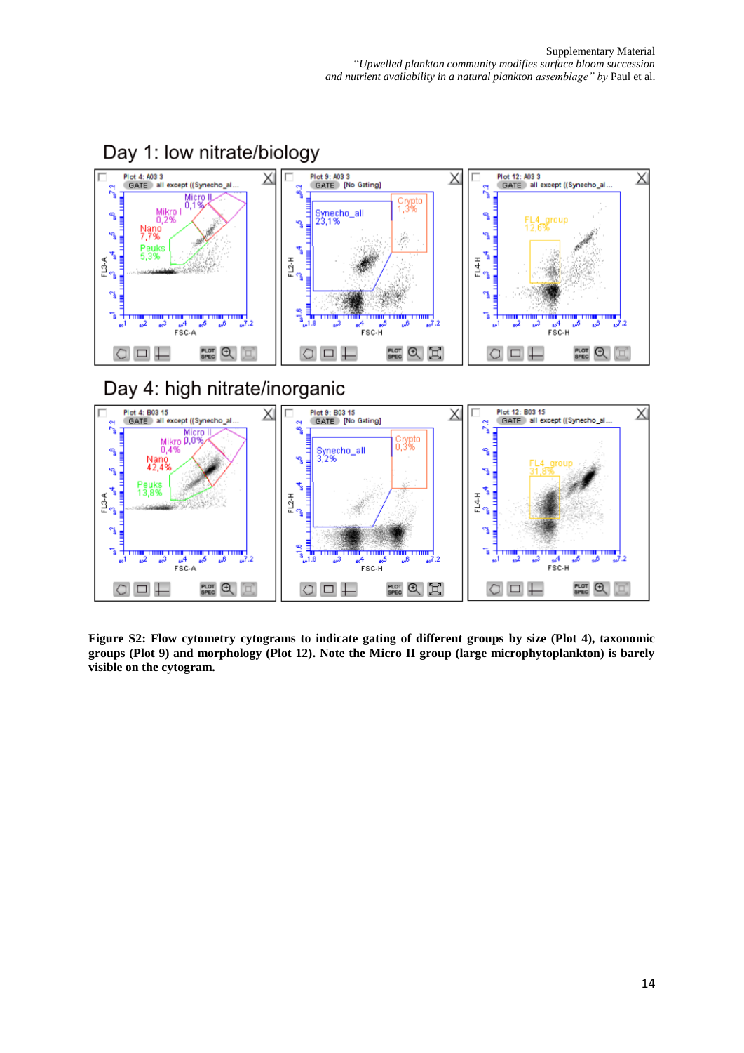Day 1: low nitrate/biology

Plot 4: A03 3
GATE all except ((Synecho_al...
Micro II 0,1%
Mikro I 0,2%
Nano 7,7%
Peuks 5,3%
FL3-A
FSC-A

Plot 9: A03 3
GATE [No Gating]
Synecho_all 23,1%
Crypto 1,3%
FL2-H
FSC-H

Plot 12: A03 3
GATE all except ((Synecho_al...
FL4_group 12,6%
FL4-H
FSC-H

Day 4: high nitrate/inorganic

Plot 4: B03 15
GATE all except ((Synecho_al...
Micro II 0,0%
Mikro I 0,4%
Nano 42,4%
Peuks 13,8%
FL3-A
FSC-A

Plot 9: B03 15
GATE [No Gating]
Synecho_all 3,2%
Crypto 0,3%
FL2-H
FSC-H

Plot 12: B03 15
GATE all except ((Synecho_al...
FL4_group 31,8%
FL4-H
FSC-H

**Figure S2: Flow cytometry cytograms to indicate gating of different groups by size (Plot 4), taxonomic groups (Plot 9) and morphology (Plot 12). Note the Micro II group (large microphytoplankton) is barely visible on the cytogram.**